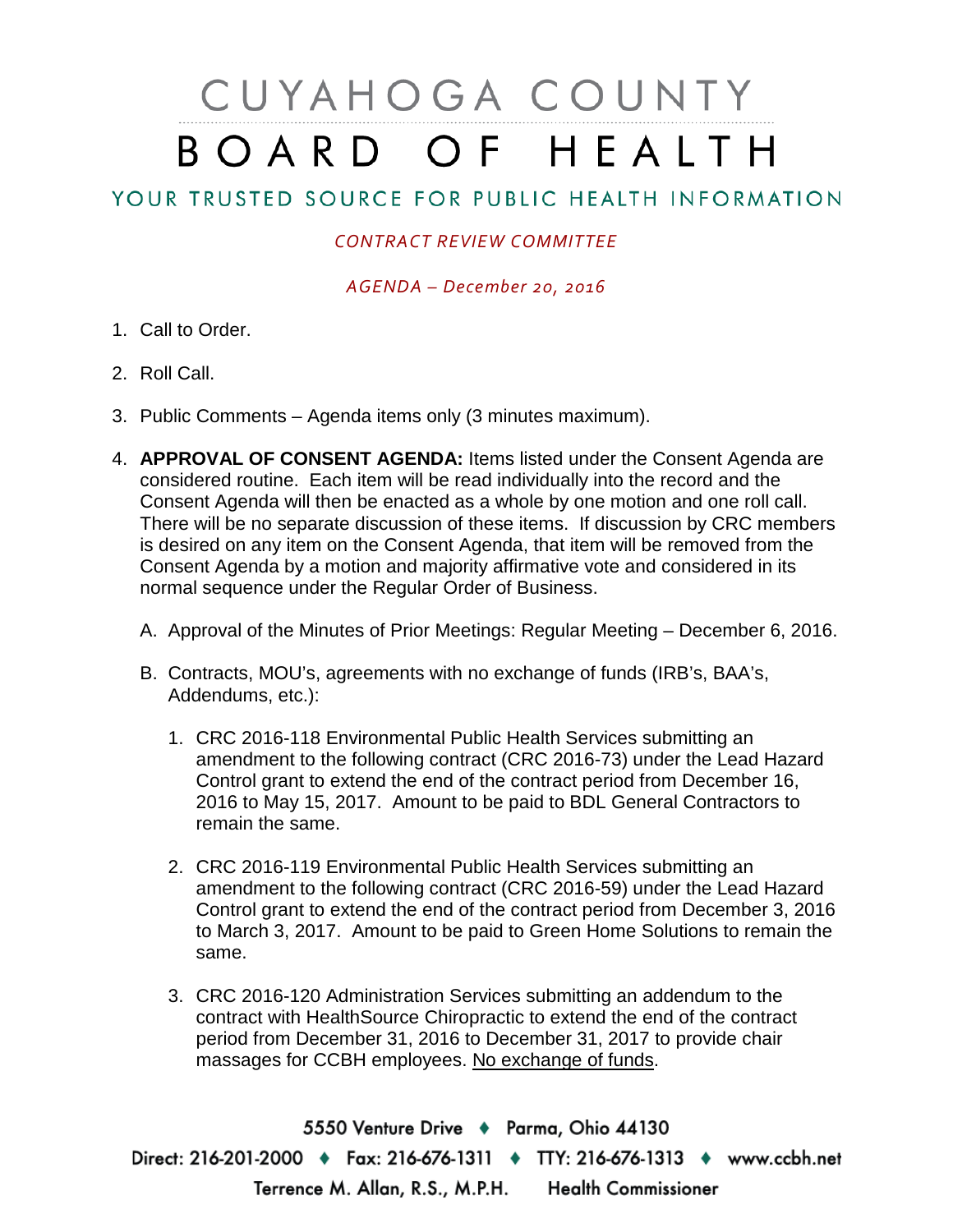# CUYAHOGA COUNTY BOARD OF HEALTH

## YOUR TRUSTED SOURCE FOR PUBLIC HEALTH INFORMATION

*CONTRACT REVIEW COMMITTEE*

*AGENDA – December 20, 2016*

1. Call to Order.

2. Roll Call.

3. Public Comments – Agenda items only (3 minutes maximum).

4. **APPROVAL OF CONSENT AGENDA:** Items listed under the Consent Agenda are considered routine. Each item will be read individually into the record and the Consent Agenda will then be enacted as a whole by one motion and one roll call. There will be no separate discussion of these items. If discussion by CRC members is desired on any item on the Consent Agenda, that item will be removed from the Consent Agenda by a motion and majority affirmative vote and considered in its normal sequence under the Regular Order of Business.

   A. Approval of the Minutes of Prior Meetings: Regular Meeting – December 6, 2016.

   B. Contracts, MOU's, agreements with no exchange of funds (IRB's, BAA's, Addendums, etc.):

      1. CRC 2016-118 Environmental Public Health Services submitting an amendment to the following contract (CRC 2016-73) under the Lead Hazard Control grant to extend the end of the contract period from December 16, 2016 to May 15, 2017. Amount to be paid to BDL General Contractors to remain the same.

      2. CRC 2016-119 Environmental Public Health Services submitting an amendment to the following contract (CRC 2016-59) under the Lead Hazard Control grant to extend the end of the contract period from December 3, 2016 to March 3, 2017. Amount to be paid to Green Home Solutions to remain the same.

      3. CRC 2016-120 Administration Services submitting an addendum to the contract with HealthSource Chiropractic to extend the end of the contract period from December 31, 2016 to December 31, 2017 to provide chair massages for CCBH employees. <u>No exchange of funds</u>.

5550 Venture Drive ♦ Parma, Ohio 44130

Direct: 216-201-2000 ♦ Fax: 216-676-1311 ♦ TTY: 216-676-1313 ♦ www.ccbh.net

Terrence M. Allan, R.S., M.P.H. Health Commissioner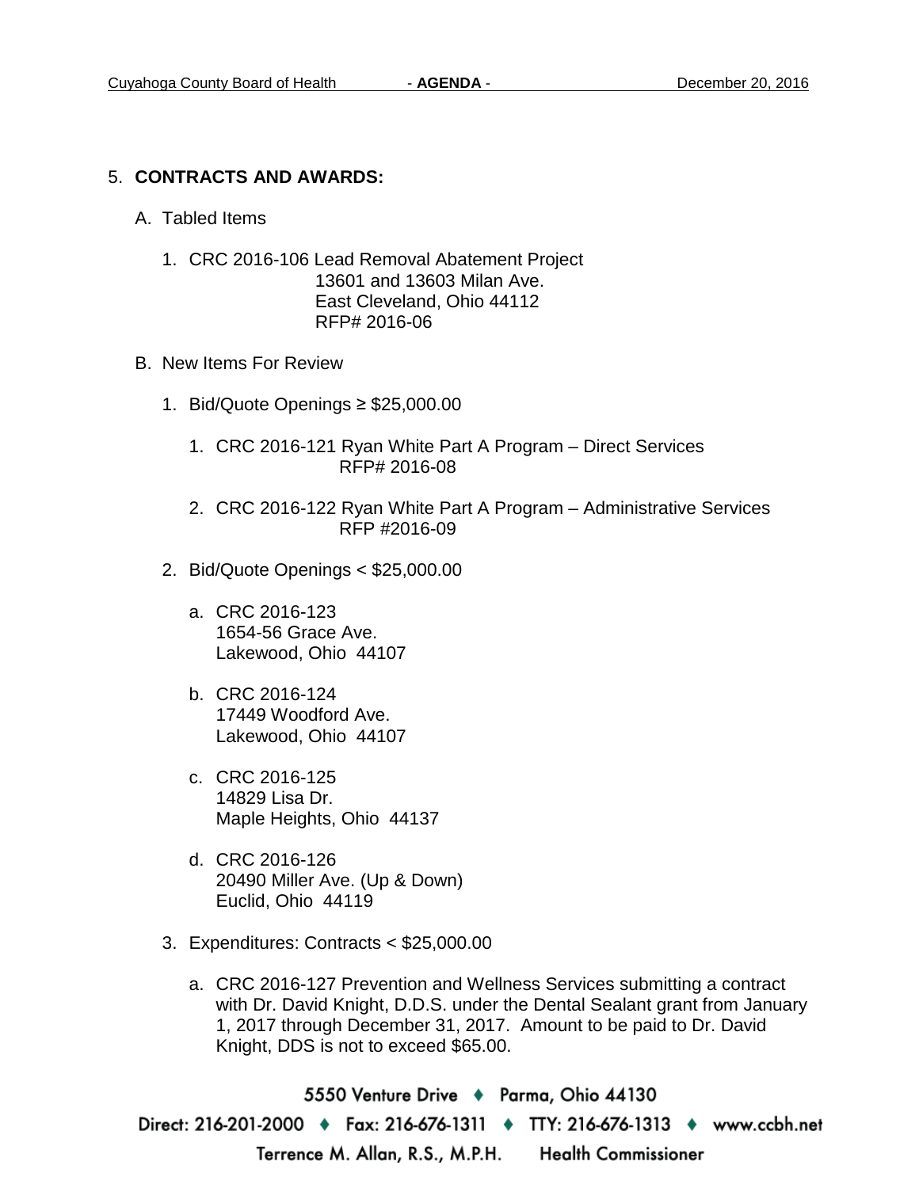5. **CONTRACTS AND AWARDS:**

   A. Tabled Items

      1. CRC 2016-106 Lead Removal Abatement Project
         13601 and 13603 Milan Ave.
         East Cleveland, Ohio 44112
         RFP# 2016-06

   B. New Items For Review

      1. Bid/Quote Openings ≥ $25,000.00

         1. CRC 2016-121 Ryan White Part A Program – Direct Services
            RFP# 2016-08

         2. CRC 2016-122 Ryan White Part A Program – Administrative Services
            RFP #2016-09

      2. Bid/Quote Openings < $25,000.00

         a. CRC 2016-123
            1654-56 Grace Ave.
            Lakewood, Ohio 44107

         b. CRC 2016-124
            17449 Woodford Ave.
            Lakewood, Ohio 44107

         c. CRC 2016-125
            14829 Lisa Dr.
            Maple Heights, Ohio 44137

         d. CRC 2016-126
            20490 Miller Ave. (Up & Down)
            Euclid, Ohio 44119

      3. Expenditures: Contracts < $25,000.00

         a. CRC 2016-127 Prevention and Wellness Services submitting a contract with Dr. David Knight, D.D.S. under the Dental Sealant grant from January 1, 2017 through December 31, 2017. Amount to be paid to Dr. David Knight, DDS is not to exceed $65.00.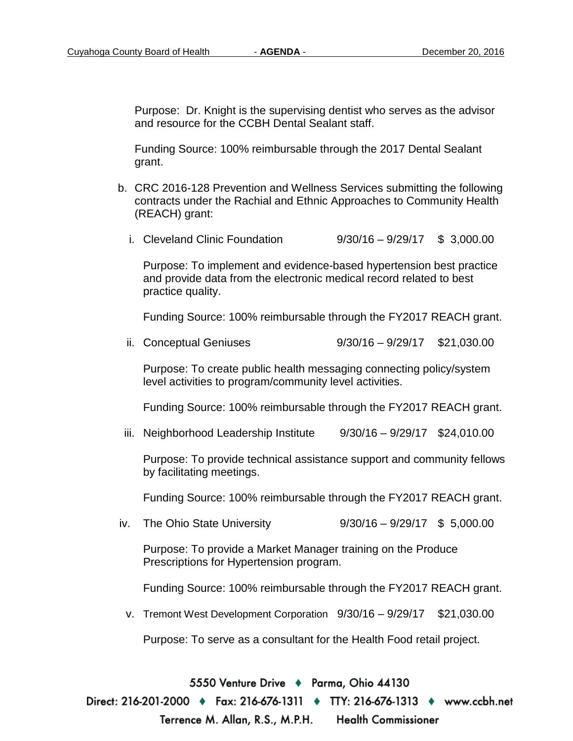Purpose: Dr. Knight is the supervising dentist who serves as the advisor and resource for the CCBH Dental Sealant staff.

Funding Source: 100% reimbursable through the 2017 Dental Sealant grant.

b. CRC 2016-128 Prevention and Wellness Services submitting the following contracts under the Rachial and Ethnic Approaches to Community Health (REACH) grant:

   i. Cleveland Clinic Foundation 9/30/16 – 9/29/17 $ 3,000.00

      Purpose: To implement and evidence-based hypertension best practice and provide data from the electronic medical record related to best practice quality.

      Funding Source: 100% reimbursable through the FY2017 REACH grant.

   ii. Conceptual Geniuses 9/30/16 – 9/29/17 $21,030.00

      Purpose: To create public health messaging connecting policy/system level activities to program/community level activities.

      Funding Source: 100% reimbursable through the FY2017 REACH grant.

   iii. Neighborhood Leadership Institute 9/30/16 – 9/29/17 $24,010.00

      Purpose: To provide technical assistance support and community fellows by facilitating meetings.

      Funding Source: 100% reimbursable through the FY2017 REACH grant.

   iv. The Ohio State University 9/30/16 – 9/29/17 $ 5,000.00

      Purpose: To provide a Market Manager training on the Produce Prescriptions for Hypertension program.

      Funding Source: 100% reimbursable through the FY2017 REACH grant.

   v. Tremont West Development Corporation 9/30/16 – 9/29/17 $21,030.00

      Purpose: To serve as a consultant for the Health Food retail project.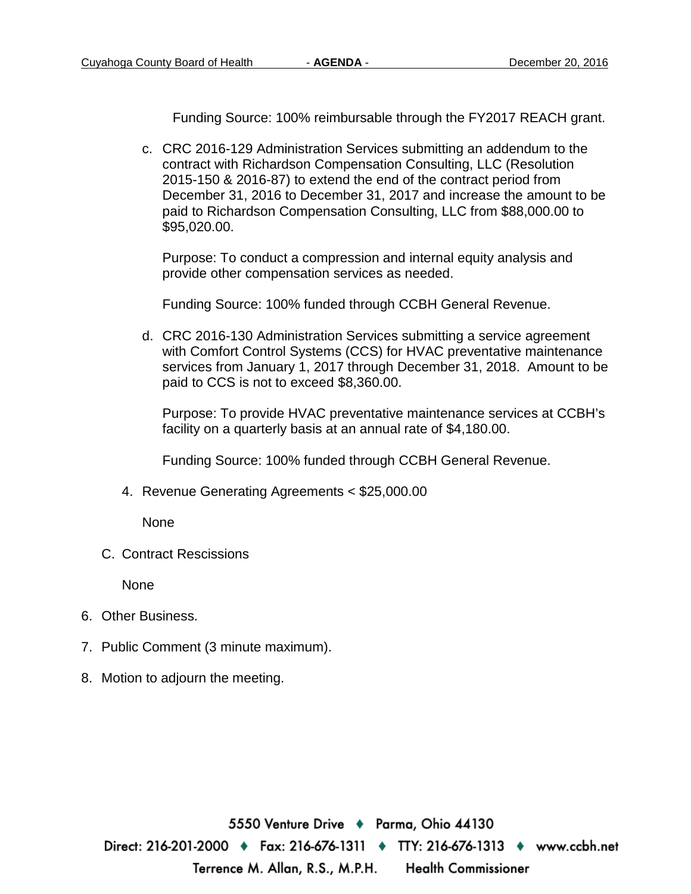Funding Source: 100% reimbursable through the FY2017 REACH grant.

c. CRC 2016-129 Administration Services submitting an addendum to the contract with Richardson Compensation Consulting, LLC (Resolution 2015-150 & 2016-87) to extend the end of the contract period from December 31, 2016 to December 31, 2017 and increase the amount to be paid to Richardson Compensation Consulting, LLC from $88,000.00 to $95,020.00.

   Purpose: To conduct a compression and internal equity analysis and provide other compensation services as needed.

   Funding Source: 100% funded through CCBH General Revenue.

d. CRC 2016-130 Administration Services submitting a service agreement with Comfort Control Systems (CCS) for HVAC preventative maintenance services from January 1, 2017 through December 31, 2018. Amount to be paid to CCS is not to exceed $8,360.00.

   Purpose: To provide HVAC preventative maintenance services at CCBH's facility on a quarterly basis at an annual rate of $4,180.00.

   Funding Source: 100% funded through CCBH General Revenue.

4. Revenue Generating Agreements < $25,000.00

   None

C. Contract Rescissions

   None

6. Other Business.

7. Public Comment (3 minute maximum).

8. Motion to adjourn the meeting.